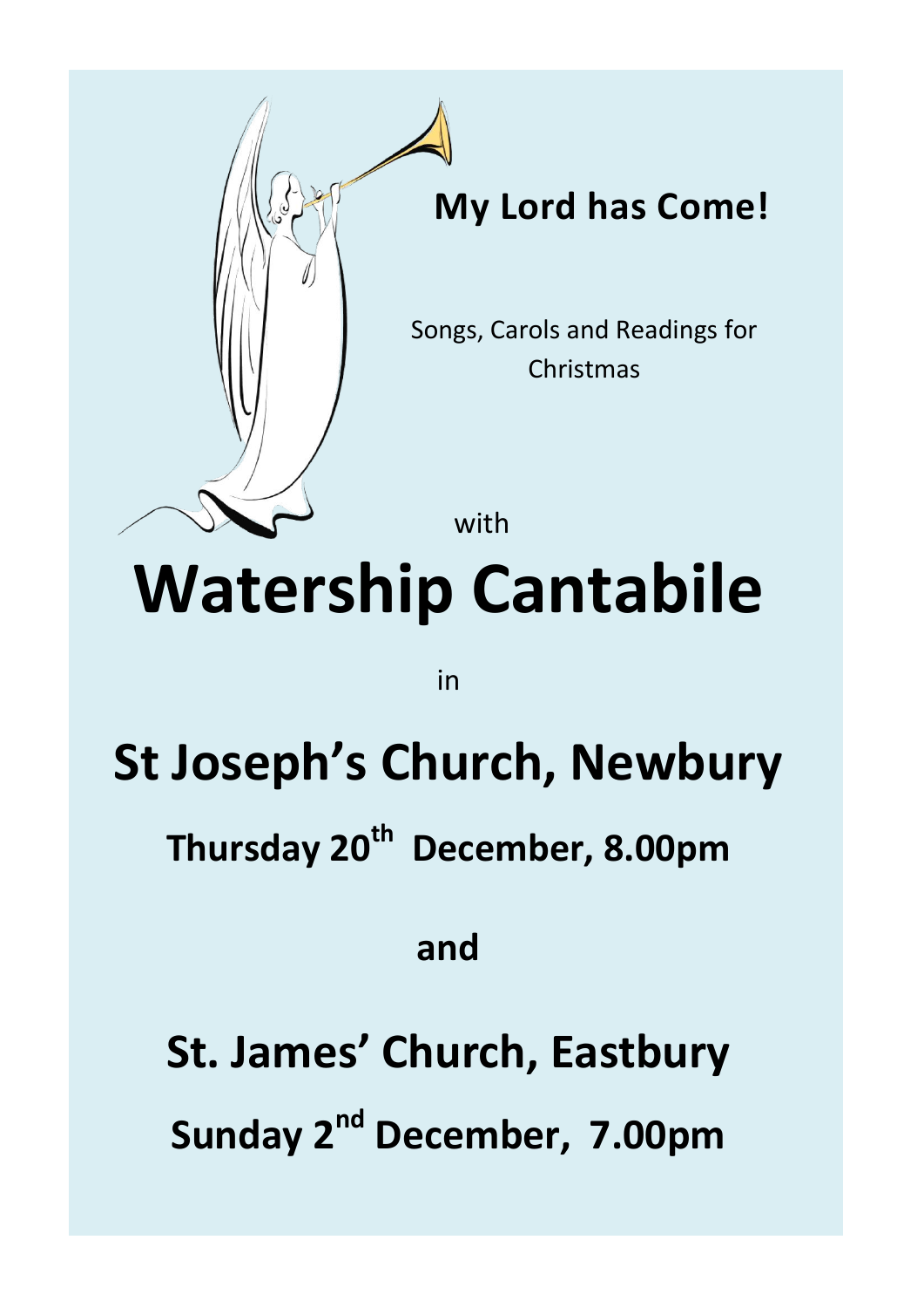## My Lord has Come!

Songs, Carols and Readings for Christmas

with

# Watership Cantabile

in

## St Joseph's Church, Newbury

### Thursday 20th December, 8.00pm

**and**

## St. James' Church, Eastbury

### Sunday 2nd December, 7.00pm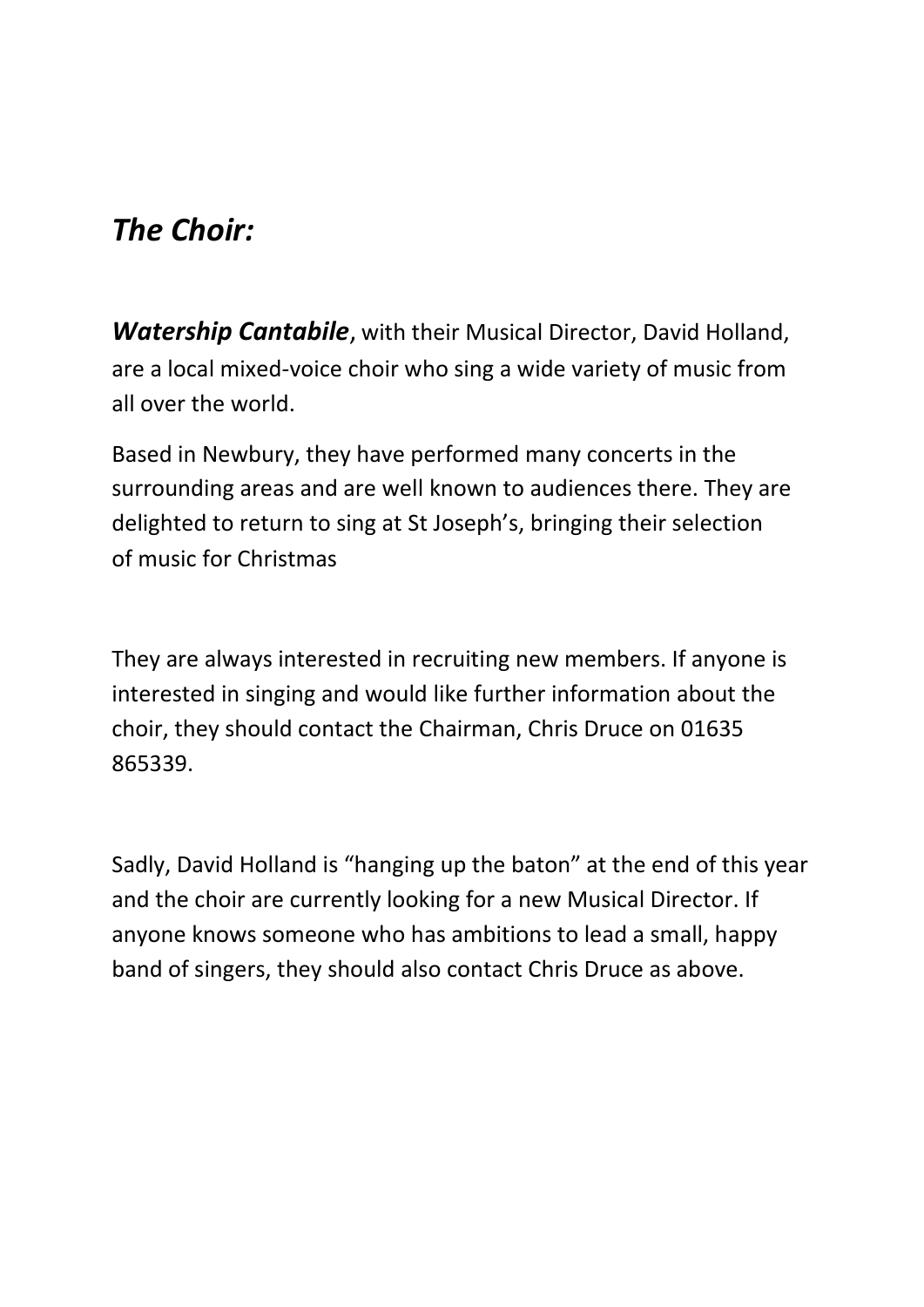## *The Choir:*

***Watership Cantabile***, with their Musical Director, David Holland, are a local mixed-voice choir who sing a wide variety of music from all over the world.

Based in Newbury, they have performed many concerts in the surrounding areas and are well known to audiences there. They are delighted to return to sing at St Joseph's, bringing their selection of music for Christmas

They are always interested in recruiting new members. If anyone is interested in singing and would like further information about the choir, they should contact the Chairman, Chris Druce on 01635 865339.

Sadly, David Holland is "hanging up the baton" at the end of this year and the choir are currently looking for a new Musical Director. If anyone knows someone who has ambitions to lead a small, happy band of singers, they should also contact Chris Druce as above.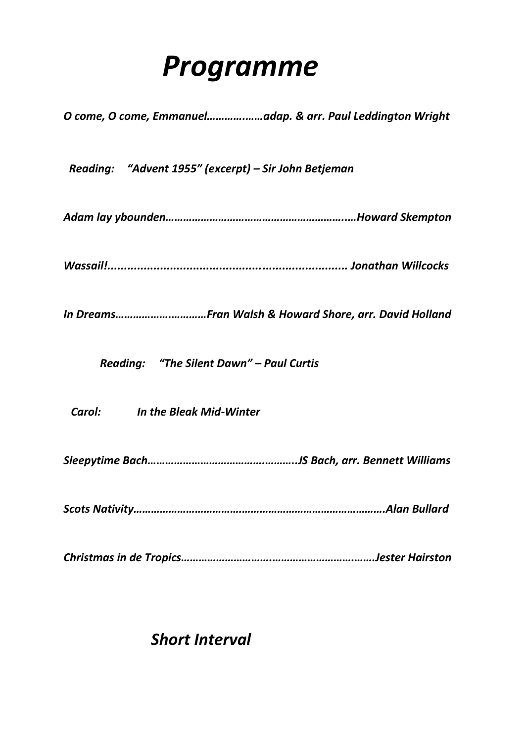# *Programme*

***O come, O come, Emmanuel………….……adap. & arr. Paul Leddington Wright***

***Reading: "Advent 1955" (excerpt) – Sir John Betjeman***

***Adam lay ybounden……………………………………………………..…Howard Skempton***

***Wassail!........................................................................ Jonathan Willcocks***

***In Dreams…………….…………Fran Walsh & Howard Shore, arr. David Holland***

***Reading: "The Silent Dawn" – Paul Curtis***

***Carol: In the Bleak Mid-Winter***

***Sleepytime Bach………………………………….……….JS Bach, arr. Bennett Williams***

***Scots Nativity…………………………………………………………………………….Alan Bullard***

***Christmas in de Tropics……………………….……………………….…….Jester Hairston***

## *Short Interval*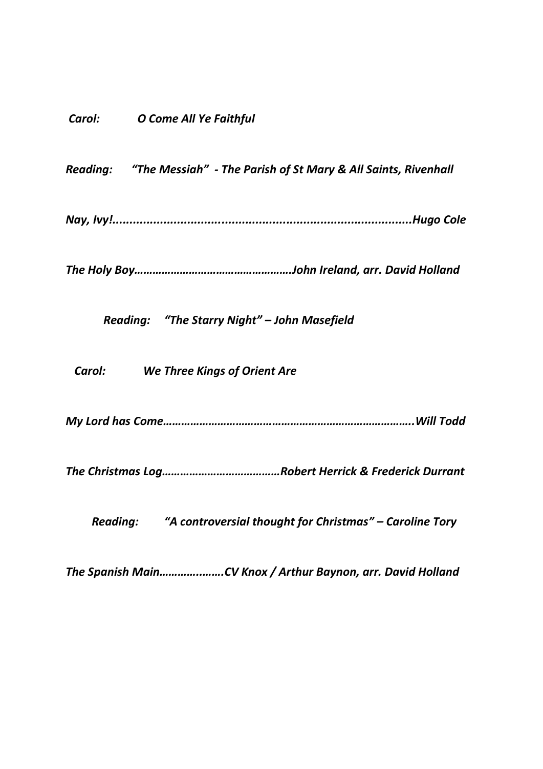*Carol: O Come All Ye Faithful*

*Reading: "The Messiah" - The Parish of St Mary & All Saints, Rivenhall*

*Nay, Ivy!..........................................................................................Hugo Cole*

*The Holy Boy…………………………………………….John Ireland, arr. David Holland*

*Reading: "The Starry Night" – John Masefield*

*Carol: We Three Kings of Orient Are*

*My Lord has Come………………………………………………………………………..Will Todd*

*The Christmas Log…………………………………Robert Herrick & Frederick Durrant*

*Reading: "A controversial thought for Christmas" – Caroline Tory*

*The Spanish Main………….……..CV Knox / Arthur Baynon, arr. David Holland*